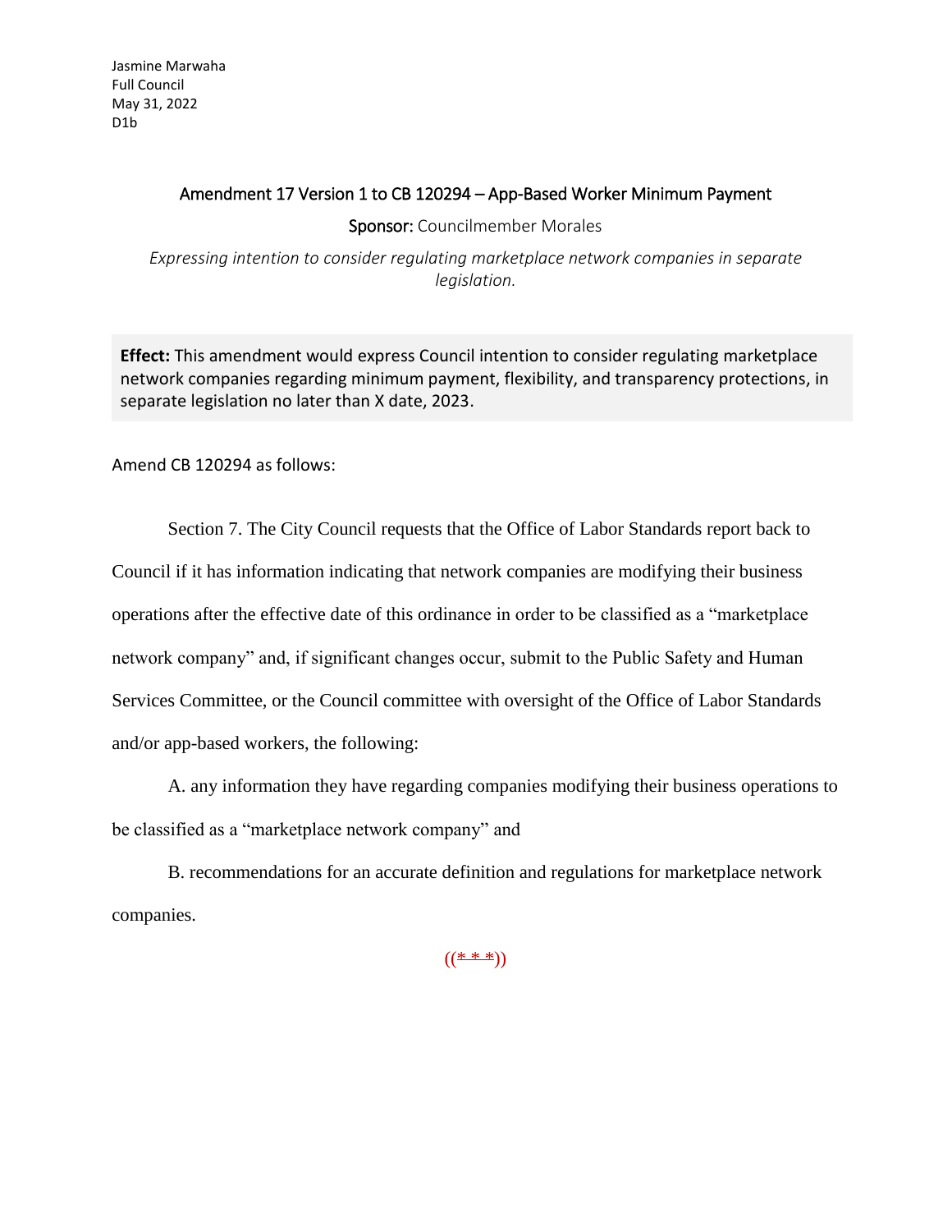Jasmine Marwaha
Full Council
May 31, 2022
D1b

## Amendment 17 Version 1 to CB 120294 – App-Based Worker Minimum Payment

**Sponsor:** Councilmember Morales

*Expressing intention to consider regulating marketplace network companies in separate legislation.*

**Effect:** This amendment would express Council intention to consider regulating marketplace network companies regarding minimum payment, flexibility, and transparency protections, in separate legislation no later than X date, 2023.

Amend CB 120294 as follows:

Section 7. The City Council requests that the Office of Labor Standards report back to Council if it has information indicating that network companies are modifying their business operations after the effective date of this ordinance in order to be classified as a "marketplace network company" and, if significant changes occur, submit to the Public Safety and Human Services Committee, or the Council committee with oversight of the Office of Labor Standards and/or app-based workers, the following:

A. any information they have regarding companies modifying their business operations to be classified as a "marketplace network company" and

B. recommendations for an accurate definition and regulations for marketplace network companies.

((* * *))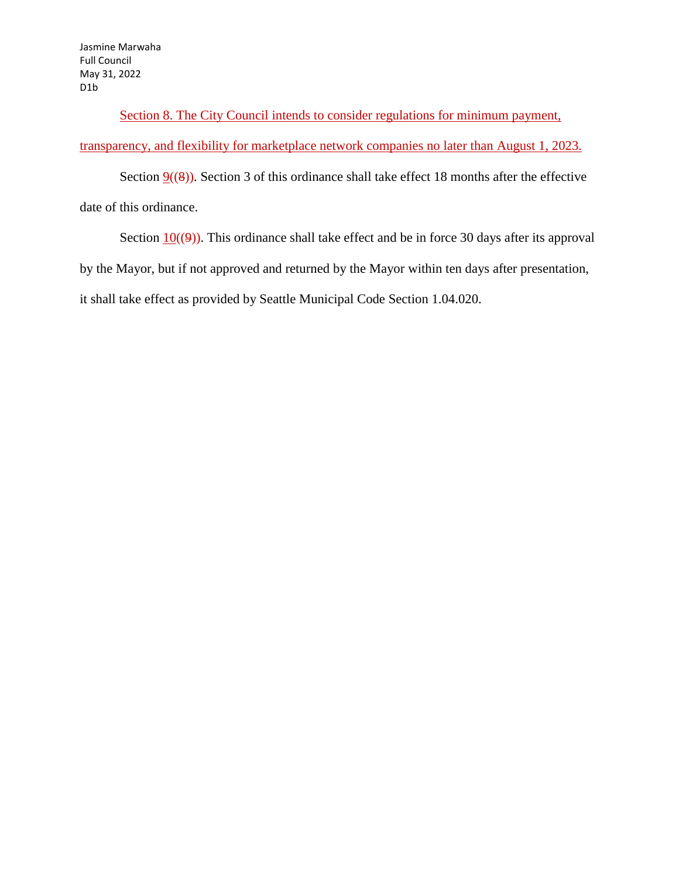Section 8. The City Council intends to consider regulations for minimum payment, transparency, and flexibility for marketplace network companies no later than August 1, 2023.

Section 9((~~8~~)). Section 3 of this ordinance shall take effect 18 months after the effective date of this ordinance.

Section 10((~~9~~)). This ordinance shall take effect and be in force 30 days after its approval by the Mayor, but if not approved and returned by the Mayor within ten days after presentation, it shall take effect as provided by Seattle Municipal Code Section 1.04.020.